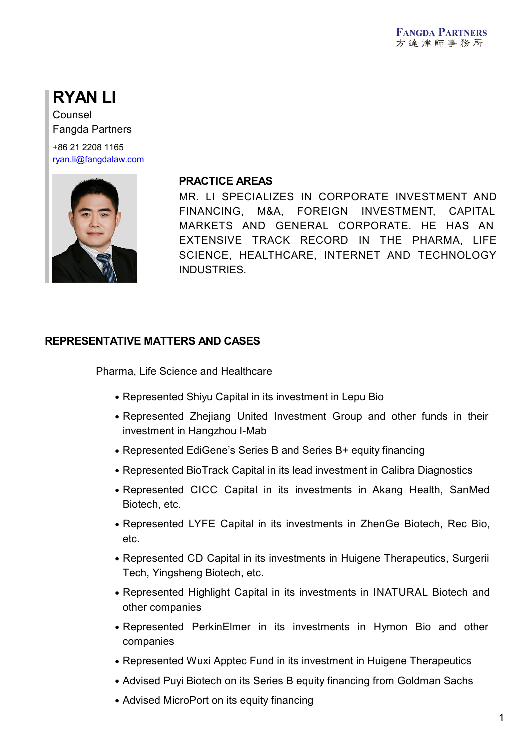# RYAN LI

Counsel

Fangda Partners

+86 21 2208 1165

[ryan.li@fangdalaw.com](mailto:ryan.li@fangdalaw.com)

## PRACTICE AREAS

MR. LI SPECIALIZES IN CORPORATE INVESTMENT AND FINANCING, M&A, FOREIGN INVESTMENT, CAPITAL MARKETS AND GENERAL CORPORATE. HE HAS AN EXTENSIVE TRACK RECORD IN THE PHARMA, LIFE SCIENCE, HEALTHCARE, INTERNET AND TECHNOLOGY INDUSTRIES.

## REPRESENTATIVE MATTERS AND CASES

Pharma, Life Science and Healthcare

- Represented Shiyu Capital in its investment in Lepu Bio
- Represented Zhejiang United Investment Group and other funds in their investment in Hangzhou I-Mab
- Represented EdiGene's Series B and Series B+ equity financing
- Represented BioTrack Capital in its lead investment in Calibra Diagnostics
- Represented CICC Capital in its investments in Akang Health, SanMed Biotech, etc.
- Represented LYFE Capital in its investments in ZhenGe Biotech, Rec Bio, etc.
- Represented CD Capital in its investments in Huigene Therapeutics, Surgerii Tech, Yingsheng Biotech, etc.
- Represented Highlight Capital in its investments in INATURAL Biotech and other companies
- Represented PerkinElmer in its investments in Hymon Bio and other companies
- Represented Wuxi Apptec Fund in its investment in Huigene Therapeutics
- Advised Puyi Biotech on its Series B equity financing from Goldman Sachs
- Advised MicroPort on its equity financing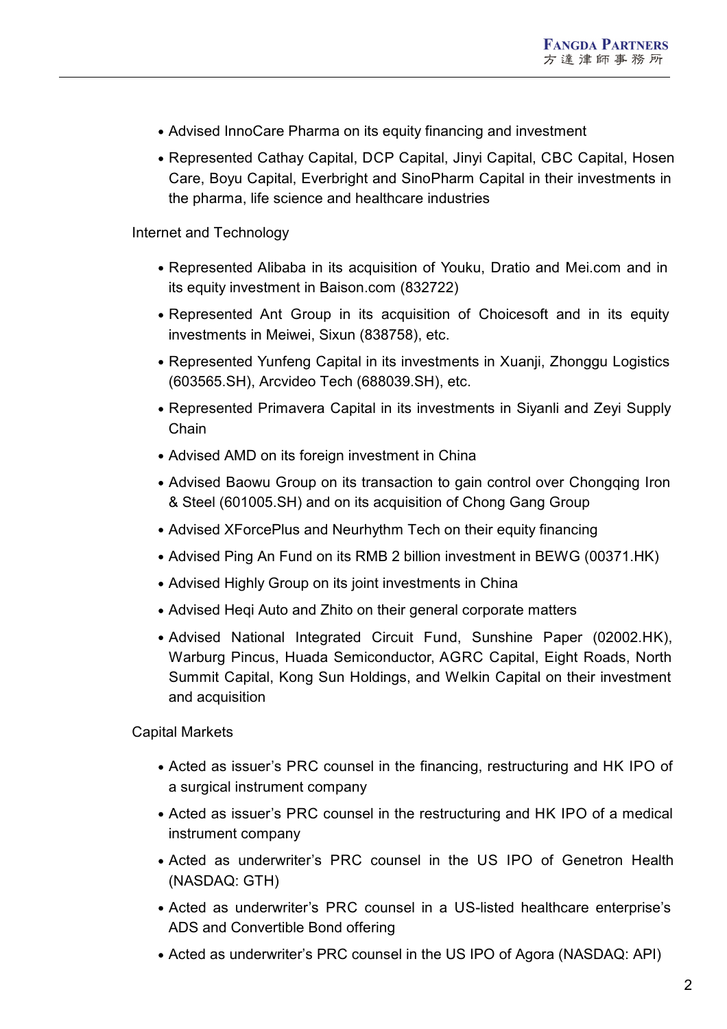- Advised InnoCare Pharma on its equity financing and investment
- Represented Cathay Capital, DCP Capital, Jinyi Capital, CBC Capital, Hosen Care, Boyu Capital, Everbright and SinoPharm Capital in their investments in the pharma, life science and healthcare industries

Internet and Technology

- Represented Alibaba in its acquisition of Youku, Dratio and Mei.com and in its equity investment in Baison.com (832722)
- Represented Ant Group in its acquisition of Choicesoft and in its equity investments in Meiwei, Sixun (838758), etc.
- Represented Yunfeng Capital in its investments in Xuanji, Zhonggu Logistics (603565.SH), Arcvideo Tech (688039.SH), etc.
- Represented Primavera Capital in its investments in Siyanli and Zeyi Supply Chain
- Advised AMD on its foreign investment in China
- Advised Baowu Group on its transaction to gain control over Chongqing Iron & Steel (601005.SH) and on its acquisition of Chong Gang Group
- Advised XForcePlus and Neurhythm Tech on their equity financing
- Advised Ping An Fund on its RMB 2 billion investment in BEWG (00371.HK)
- Advised Highly Group on its joint investments in China
- Advised Heqi Auto and Zhito on their general corporate matters
- Advised National Integrated Circuit Fund, Sunshine Paper (02002.HK), Warburg Pincus, Huada Semiconductor, AGRC Capital, Eight Roads, North Summit Capital, Kong Sun Holdings, and Welkin Capital on their investment and acquisition

Capital Markets

- Acted as issuer's PRC counsel in the financing, restructuring and HK IPO of a surgical instrument company
- Acted as issuer's PRC counsel in the restructuring and HK IPO of a medical instrument company
- Acted as underwriter's PRC counsel in the US IPO of Genetron Health (NASDAQ: GTH)
- Acted as underwriter's PRC counsel in a US-listed healthcare enterprise's ADS and Convertible Bond offering
- Acted as underwriter's PRC counsel in the US IPO of Agora (NASDAQ: API)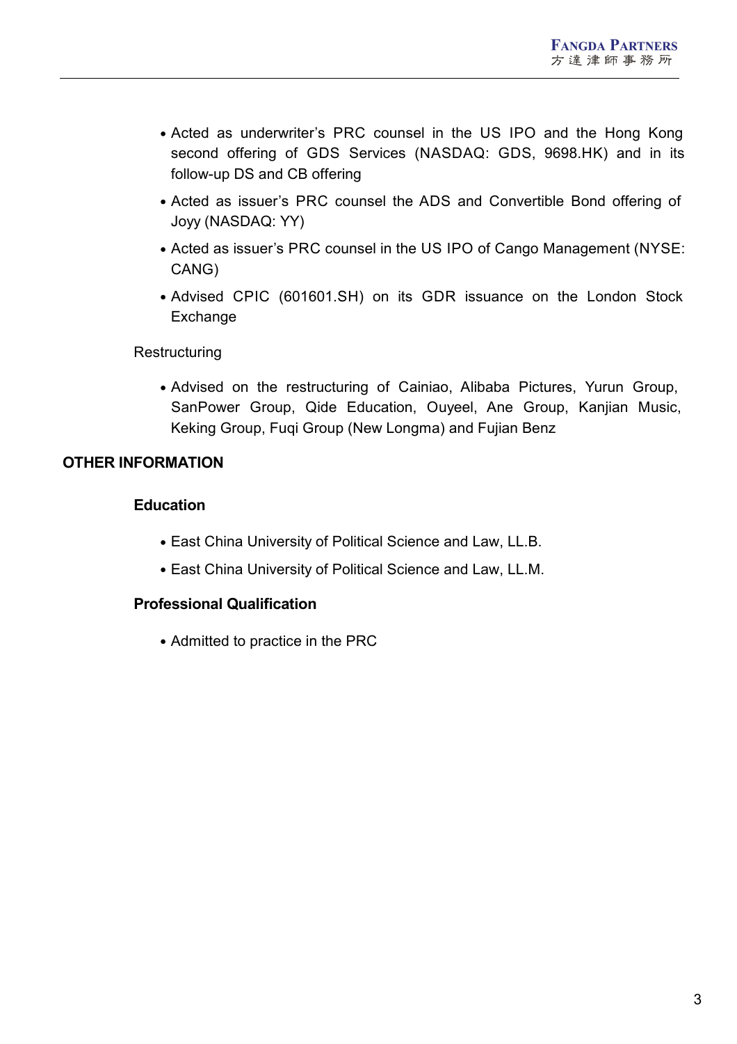- Acted as underwriter's PRC counsel in the US IPO and the Hong Kong second offering of GDS Services (NASDAQ: GDS, 9698.HK) and in its follow-up DS and CB offering
- Acted as issuer's PRC counsel the ADS and Convertible Bond offering of Joyy (NASDAQ: YY)
- Acted as issuer's PRC counsel in the US IPO of Cango Management (NYSE: CANG)
- Advised CPIC (601601.SH) on its GDR issuance on the London Stock Exchange

Restructuring

- Advised on the restructuring of Cainiao, Alibaba Pictures, Yurun Group, SanPower Group, Qide Education, Ouyeel, Ane Group, Kanjian Music, Keking Group, Fuqi Group (New Longma) and Fujian Benz

## OTHER INFORMATION

### Education

- East China University of Political Science and Law, LL.B.
- East China University of Political Science and Law, LL.M.

### Professional Qualification

- Admitted to practice in the PRC